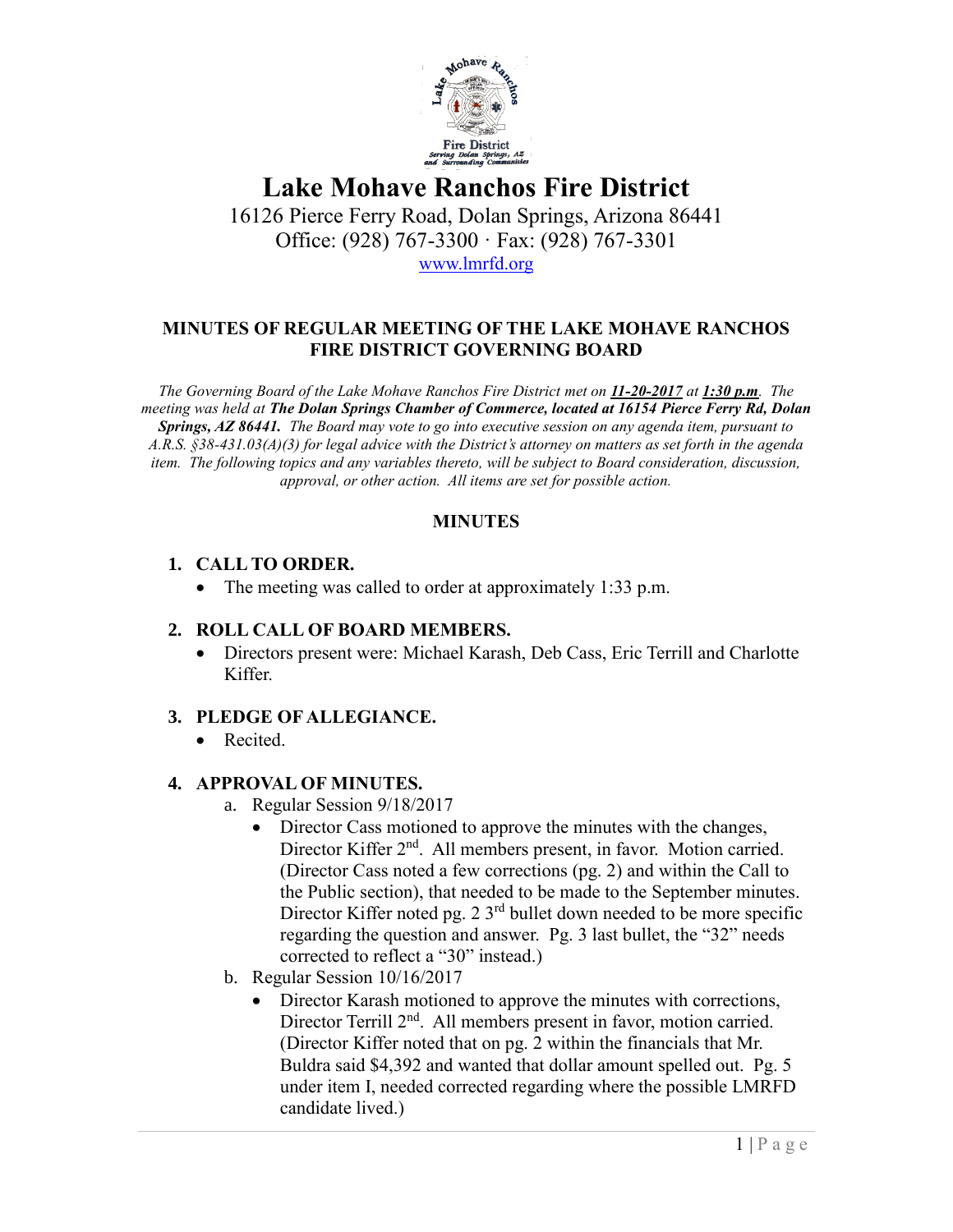# Lake Mohave Ranchos Fire District

16126 Pierce Ferry Road, Dolan Springs, Arizona 86441
Office: (928) 767-3300 · Fax: (928) 767-3301
www.lmrfd.org

## MINUTES OF REGULAR MEETING OF THE LAKE MOHAVE RANCHOS FIRE DISTRICT GOVERNING BOARD

*The Governing Board of the Lake Mohave Ranchos Fire District met on **11-20-2017** at **1:30 p.m**. The meeting was held at **The Dolan Springs Chamber of Commerce, located at 16154 Pierce Ferry Rd, Dolan Springs, AZ 86441.** The Board may vote to go into executive session on any agenda item, pursuant to A.R.S. §38-431.03(A)(3) for legal advice with the District's attorney on matters as set forth in the agenda item. The following topics and any variables thereto, will be subject to Board consideration, discussion, approval, or other action. All items are set for possible action.*

## MINUTES

1. **CALL TO ORDER.**
   - The meeting was called to order at approximately 1:33 p.m.

2. **ROLL CALL OF BOARD MEMBERS.**
   - Directors present were: Michael Karash, Deb Cass, Eric Terrill and Charlotte Kiffer.

3. **PLEDGE OF ALLEGIANCE.**
   - Recited.

4. **APPROVAL OF MINUTES.**
   a. Regular Session 9/18/2017
      - Director Cass motioned to approve the minutes with the changes, Director Kiffer 2nd. All members present, in favor. Motion carried. (Director Cass noted a few corrections (pg. 2) and within the Call to the Public section), that needed to be made to the September minutes. Director Kiffer noted pg. 2 3rd bullet down needed to be more specific regarding the question and answer. Pg. 3 last bullet, the "32" needs corrected to reflect a "30" instead.)

   b. Regular Session 10/16/2017
      - Director Karash motioned to approve the minutes with corrections, Director Terrill 2nd. All members present in favor, motion carried. (Director Kiffer noted that on pg. 2 within the financials that Mr. Buldra said $4,392 and wanted that dollar amount spelled out. Pg. 5 under item I, needed corrected regarding where the possible LMRFD candidate lived.)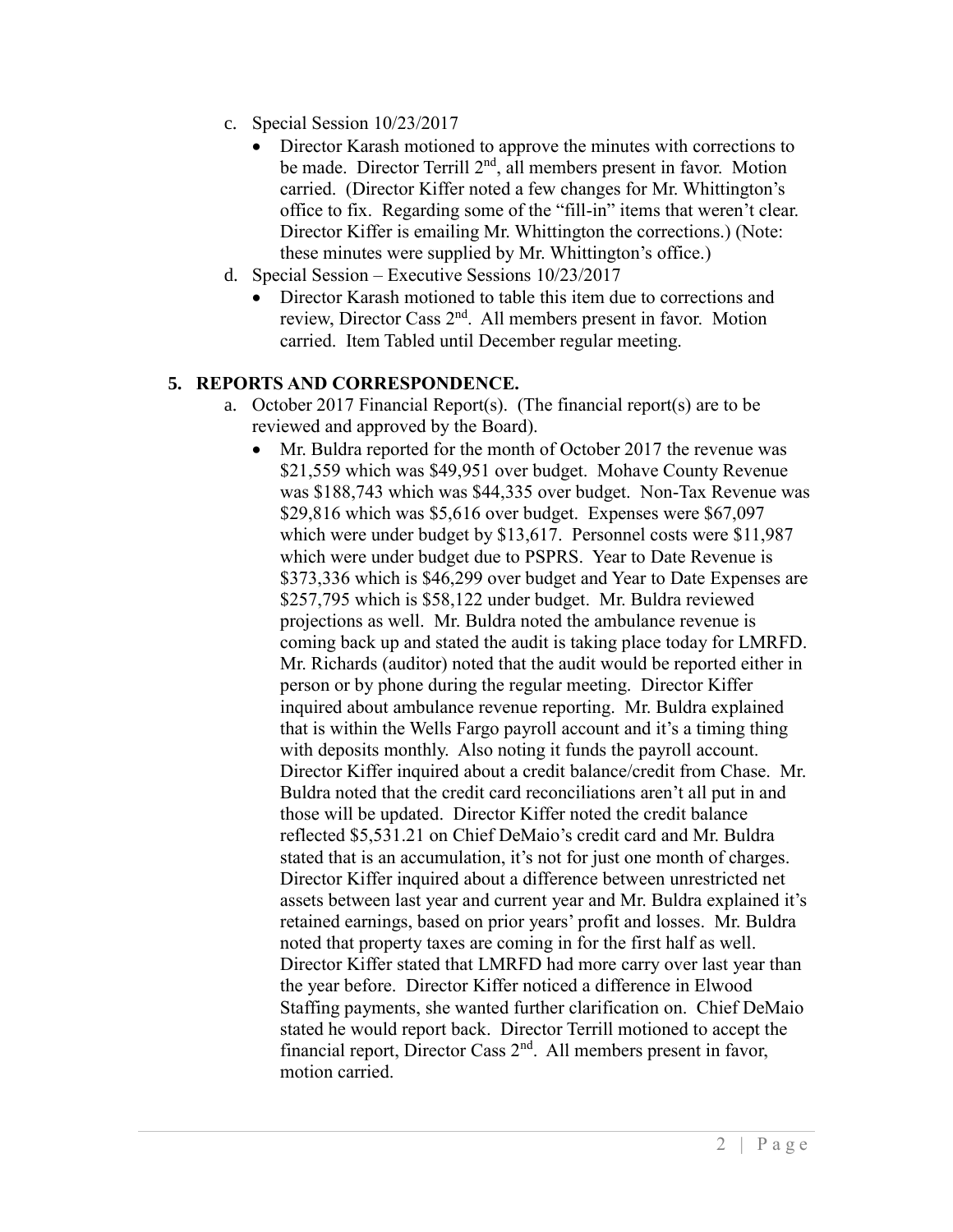c. Special Session 10/23/2017
   - Director Karash motioned to approve the minutes with corrections to be made. Director Terrill 2nd, all members present in favor. Motion carried. (Director Kiffer noted a few changes for Mr. Whittington's office to fix. Regarding some of the "fill-in" items that weren't clear. Director Kiffer is emailing Mr. Whittington the corrections.) (Note: these minutes were supplied by Mr. Whittington's office.)

d. Special Session – Executive Sessions 10/23/2017
   - Director Karash motioned to table this item due to corrections and review, Director Cass 2nd. All members present in favor. Motion carried. Item Tabled until December regular meeting.

## 5. REPORTS AND CORRESPONDENCE.

a. October 2017 Financial Report(s). (The financial report(s) are to be reviewed and approved by the Board).
   - Mr. Buldra reported for the month of October 2017 the revenue was $21,559 which was $49,951 over budget. Mohave County Revenue was $188,743 which was $44,335 over budget. Non-Tax Revenue was $29,816 which was $5,616 over budget. Expenses were $67,097 which were under budget by $13,617. Personnel costs were $11,987 which were under budget due to PSPRS. Year to Date Revenue is $373,336 which is $46,299 over budget and Year to Date Expenses are $257,795 which is $58,122 under budget. Mr. Buldra reviewed projections as well. Mr. Buldra noted the ambulance revenue is coming back up and stated the audit is taking place today for LMRFD. Mr. Richards (auditor) noted that the audit would be reported either in person or by phone during the regular meeting. Director Kiffer inquired about ambulance revenue reporting. Mr. Buldra explained that is within the Wells Fargo payroll account and it's a timing thing with deposits monthly. Also noting it funds the payroll account. Director Kiffer inquired about a credit balance/credit from Chase. Mr. Buldra noted that the credit card reconciliations aren't all put in and those will be updated. Director Kiffer noted the credit balance reflected $5,531.21 on Chief DeMaio's credit card and Mr. Buldra stated that is an accumulation, it's not for just one month of charges. Director Kiffer inquired about a difference between unrestricted net assets between last year and current year and Mr. Buldra explained it's retained earnings, based on prior years' profit and losses. Mr. Buldra noted that property taxes are coming in for the first half as well. Director Kiffer stated that LMRFD had more carry over last year than the year before. Director Kiffer noticed a difference in Elwood Staffing payments, she wanted further clarification on. Chief DeMaio stated he would report back. Director Terrill motioned to accept the financial report, Director Cass 2nd. All members present in favor, motion carried.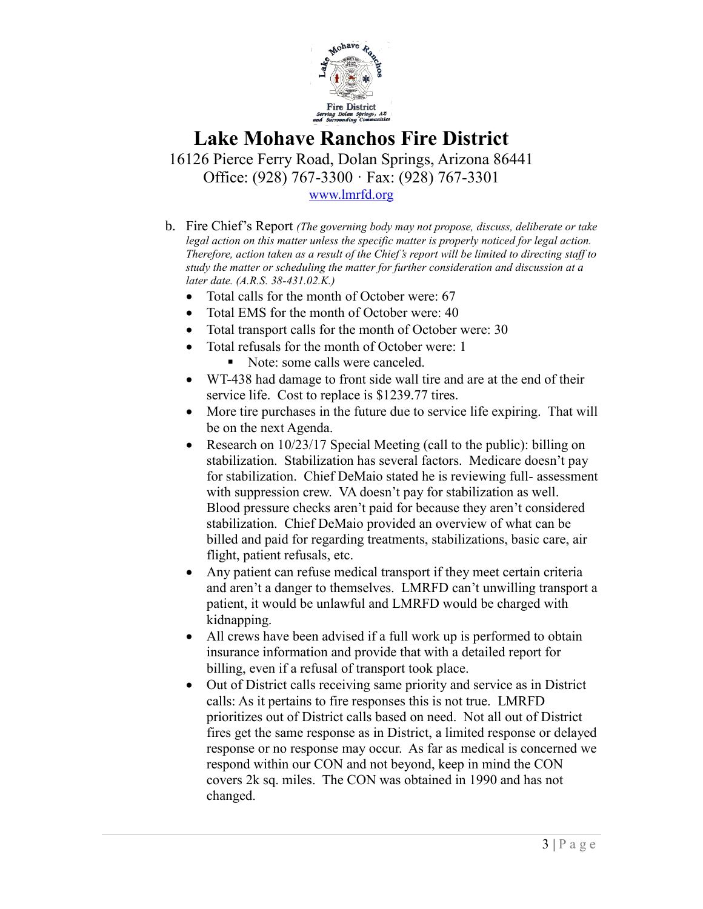# Lake Mohave Ranchos Fire District

16126 Pierce Ferry Road, Dolan Springs, Arizona 86441
Office: (928) 767-3300 · Fax: (928) 767-3301
www.lmrfd.org

b. Fire Chief's Report *(The governing body may not propose, discuss, deliberate or take legal action on this matter unless the specific matter is properly noticed for legal action. Therefore, action taken as a result of the Chief's report will be limited to directing staff to study the matter or scheduling the matter for further consideration and discussion at a later date. (A.R.S. 38-431.02.K.)*

- Total calls for the month of October were: 67
- Total EMS for the month of October were: 40
- Total transport calls for the month of October were: 30
- Total refusals for the month of October were: 1
  - Note: some calls were canceled.
- WT-438 had damage to front side wall tire and are at the end of their service life. Cost to replace is $1239.77 tires.
- More tire purchases in the future due to service life expiring. That will be on the next Agenda.
- Research on 10/23/17 Special Meeting (call to the public): billing on stabilization. Stabilization has several factors. Medicare doesn't pay for stabilization. Chief DeMaio stated he is reviewing full- assessment with suppression crew. VA doesn't pay for stabilization as well. Blood pressure checks aren't paid for because they aren't considered stabilization. Chief DeMaio provided an overview of what can be billed and paid for regarding treatments, stabilizations, basic care, air flight, patient refusals, etc.
- Any patient can refuse medical transport if they meet certain criteria and aren't a danger to themselves. LMRFD can't unwilling transport a patient, it would be unlawful and LMRFD would be charged with kidnapping.
- All crews have been advised if a full work up is performed to obtain insurance information and provide that with a detailed report for billing, even if a refusal of transport took place.
- Out of District calls receiving same priority and service as in District calls: As it pertains to fire responses this is not true. LMRFD prioritizes out of District calls based on need. Not all out of District fires get the same response as in District, a limited response or delayed response or no response may occur. As far as medical is concerned we respond within our CON and not beyond, keep in mind the CON covers 2k sq. miles. The CON was obtained in 1990 and has not changed.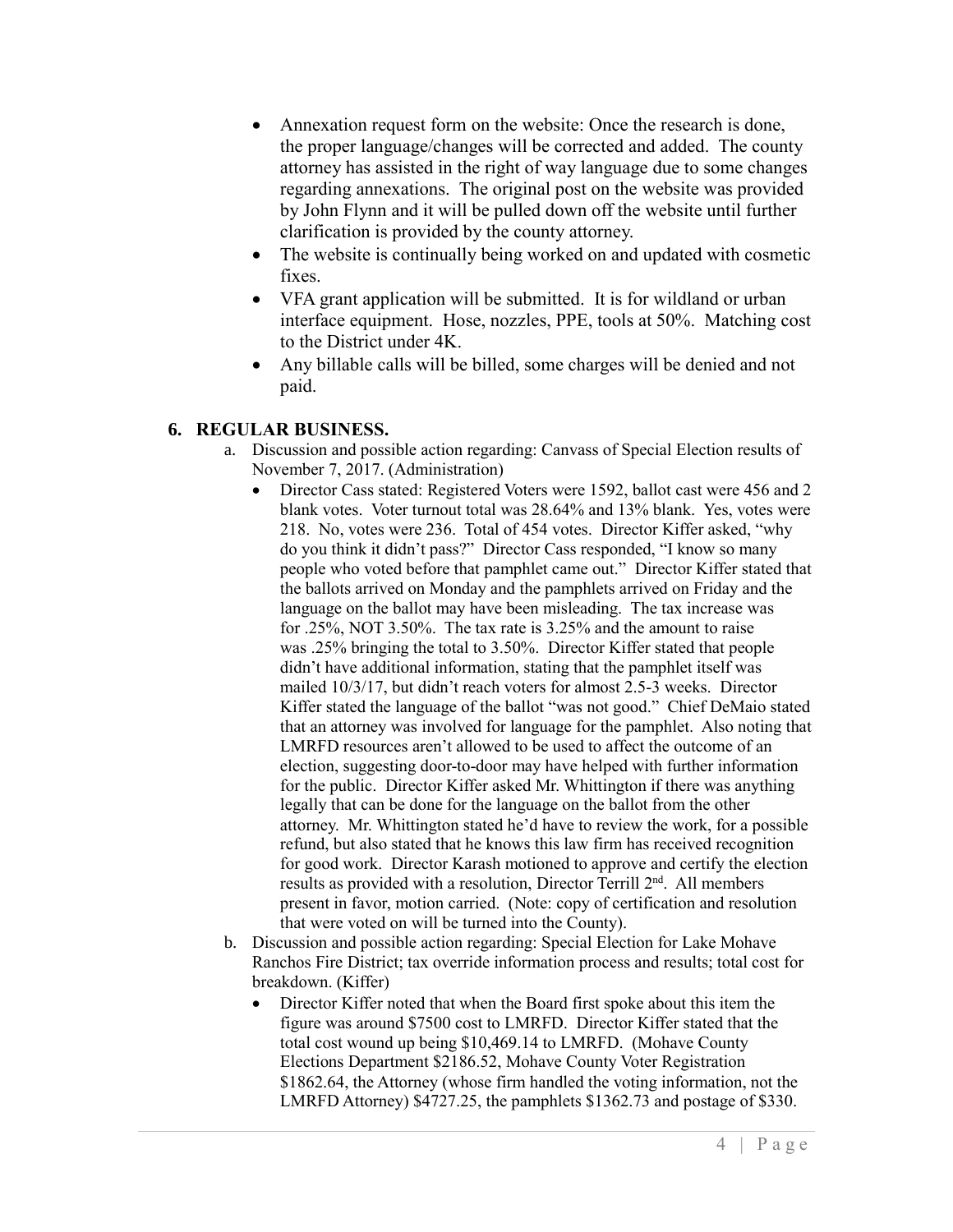- Annexation request form on the website: Once the research is done, the proper language/changes will be corrected and added. The county attorney has assisted in the right of way language due to some changes regarding annexations. The original post on the website was provided by John Flynn and it will be pulled down off the website until further clarification is provided by the county attorney.
- The website is continually being worked on and updated with cosmetic fixes.
- VFA grant application will be submitted. It is for wildland or urban interface equipment. Hose, nozzles, PPE, tools at 50%. Matching cost to the District under 4K.
- Any billable calls will be billed, some charges will be denied and not paid.

## 6. REGULAR BUSINESS.

a. Discussion and possible action regarding: Canvass of Special Election results of November 7, 2017. (Administration)

- Director Cass stated: Registered Voters were 1592, ballot cast were 456 and 2 blank votes. Voter turnout total was 28.64% and 13% blank. Yes, votes were 218. No, votes were 236. Total of 454 votes. Director Kiffer asked, "why do you think it didn't pass?" Director Cass responded, "I know so many people who voted before that pamphlet came out." Director Kiffer stated that the ballots arrived on Monday and the pamphlets arrived on Friday and the language on the ballot may have been misleading. The tax increase was for .25%, NOT 3.50%. The tax rate is 3.25% and the amount to raise was .25% bringing the total to 3.50%. Director Kiffer stated that people didn't have additional information, stating that the pamphlet itself was mailed 10/3/17, but didn't reach voters for almost 2.5-3 weeks. Director Kiffer stated the language of the ballot "was not good." Chief DeMaio stated that an attorney was involved for language for the pamphlet. Also noting that LMRFD resources aren't allowed to be used to affect the outcome of an election, suggesting door-to-door may have helped with further information for the public. Director Kiffer asked Mr. Whittington if there was anything legally that can be done for the language on the ballot from the other attorney. Mr. Whittington stated he'd have to review the work, for a possible refund, but also stated that he knows this law firm has received recognition for good work. Director Karash motioned to approve and certify the election results as provided with a resolution, Director Terrill 2nd. All members present in favor, motion carried. (Note: copy of certification and resolution that were voted on will be turned into the County).

b. Discussion and possible action regarding: Special Election for Lake Mohave Ranchos Fire District; tax override information process and results; total cost for breakdown. (Kiffer)

- Director Kiffer noted that when the Board first spoke about this item the figure was around $7500 cost to LMRFD. Director Kiffer stated that the total cost wound up being $10,469.14 to LMRFD. (Mohave County Elections Department $2186.52, Mohave County Voter Registration $1862.64, the Attorney (whose firm handled the voting information, not the LMRFD Attorney) $4727.25, the pamphlets $1362.73 and postage of $330.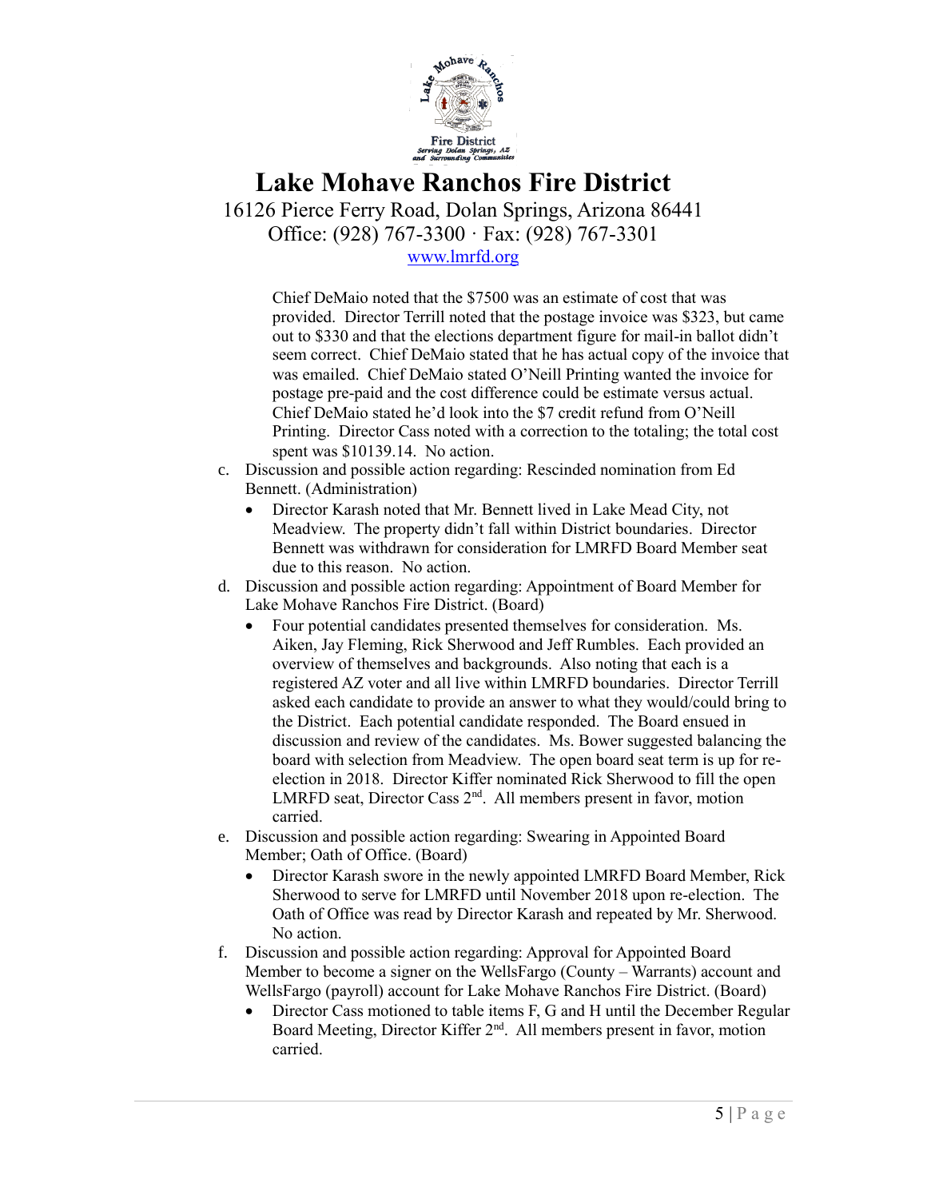# Lake Mohave Ranchos Fire District

16126 Pierce Ferry Road, Dolan Springs, Arizona 86441
Office: (928) 767-3300 · Fax: (928) 767-3301
www.lmrfd.org

Chief DeMaio noted that the $7500 was an estimate of cost that was provided. Director Terrill noted that the postage invoice was $323, but came out to $330 and that the elections department figure for mail-in ballot didn't seem correct. Chief DeMaio stated that he has actual copy of the invoice that was emailed. Chief DeMaio stated O'Neill Printing wanted the invoice for postage pre-paid and the cost difference could be estimate versus actual. Chief DeMaio stated he'd look into the $7 credit refund from O'Neill Printing. Director Cass noted with a correction to the totaling; the total cost spent was $10139.14. No action.

c. Discussion and possible action regarding: Rescinded nomination from Ed Bennett. (Administration)
   - Director Karash noted that Mr. Bennett lived in Lake Mead City, not Meadview. The property didn't fall within District boundaries. Director Bennett was withdrawn for consideration for LMRFD Board Member seat due to this reason. No action.

d. Discussion and possible action regarding: Appointment of Board Member for Lake Mohave Ranchos Fire District. (Board)
   - Four potential candidates presented themselves for consideration. Ms. Aiken, Jay Fleming, Rick Sherwood and Jeff Rumbles. Each provided an overview of themselves and backgrounds. Also noting that each is a registered AZ voter and all live within LMRFD boundaries. Director Terrill asked each candidate to provide an answer to what they would/could bring to the District. Each potential candidate responded. The Board ensued in discussion and review of the candidates. Ms. Bower suggested balancing the board with selection from Meadview. The open board seat term is up for re-election in 2018. Director Kiffer nominated Rick Sherwood to fill the open LMRFD seat, Director Cass 2nd. All members present in favor, motion carried.

e. Discussion and possible action regarding: Swearing in Appointed Board Member; Oath of Office. (Board)
   - Director Karash swore in the newly appointed LMRFD Board Member, Rick Sherwood to serve for LMRFD until November 2018 upon re-election. The Oath of Office was read by Director Karash and repeated by Mr. Sherwood. No action.

f. Discussion and possible action regarding: Approval for Appointed Board Member to become a signer on the WellsFargo (County – Warrants) account and WellsFargo (payroll) account for Lake Mohave Ranchos Fire District. (Board)
   - Director Cass motioned to table items F, G and H until the December Regular Board Meeting, Director Kiffer 2nd. All members present in favor, motion carried.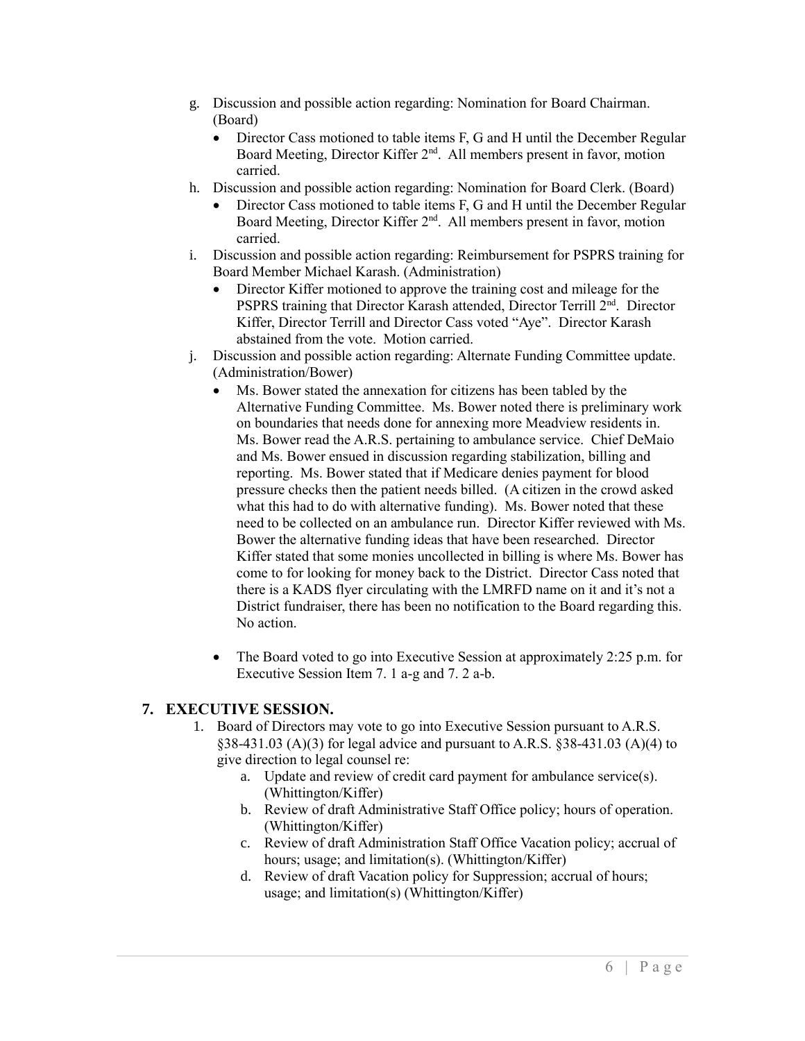g. Discussion and possible action regarding: Nomination for Board Chairman. (Board)
   - Director Cass motioned to table items F, G and H until the December Regular Board Meeting, Director Kiffer 2nd. All members present in favor, motion carried.

h. Discussion and possible action regarding: Nomination for Board Clerk. (Board)
   - Director Cass motioned to table items F, G and H until the December Regular Board Meeting, Director Kiffer 2nd. All members present in favor, motion carried.

i. Discussion and possible action regarding: Reimbursement for PSPRS training for Board Member Michael Karash. (Administration)
   - Director Kiffer motioned to approve the training cost and mileage for the PSPRS training that Director Karash attended, Director Terrill 2nd. Director Kiffer, Director Terrill and Director Cass voted "Aye". Director Karash abstained from the vote. Motion carried.

j. Discussion and possible action regarding: Alternate Funding Committee update. (Administration/Bower)
   - Ms. Bower stated the annexation for citizens has been tabled by the Alternative Funding Committee. Ms. Bower noted there is preliminary work on boundaries that needs done for annexing more Meadview residents in. Ms. Bower read the A.R.S. pertaining to ambulance service. Chief DeMaio and Ms. Bower ensued in discussion regarding stabilization, billing and reporting. Ms. Bower stated that if Medicare denies payment for blood pressure checks then the patient needs billed. (A citizen in the crowd asked what this had to do with alternative funding). Ms. Bower noted that these need to be collected on an ambulance run. Director Kiffer reviewed with Ms. Bower the alternative funding ideas that have been researched. Director Kiffer stated that some monies uncollected in billing is where Ms. Bower has come to for looking for money back to the District. Director Cass noted that there is a KADS flyer circulating with the LMRFD name on it and it's not a District fundraiser, there has been no notification to the Board regarding this. No action.

   - The Board voted to go into Executive Session at approximately 2:25 p.m. for Executive Session Item 7. 1 a-g and 7. 2 a-b.

## 7. EXECUTIVE SESSION.

1. Board of Directors may vote to go into Executive Session pursuant to A.R.S. §38-431.03 (A)(3) for legal advice and pursuant to A.R.S. §38-431.03 (A)(4) to give direction to legal counsel re:
   a. Update and review of credit card payment for ambulance service(s). (Whittington/Kiffer)
   b. Review of draft Administrative Staff Office policy; hours of operation. (Whittington/Kiffer)
   c. Review of draft Administration Staff Office Vacation policy; accrual of hours; usage; and limitation(s). (Whittington/Kiffer)
   d. Review of draft Vacation policy for Suppression; accrual of hours; usage; and limitation(s) (Whittington/Kiffer)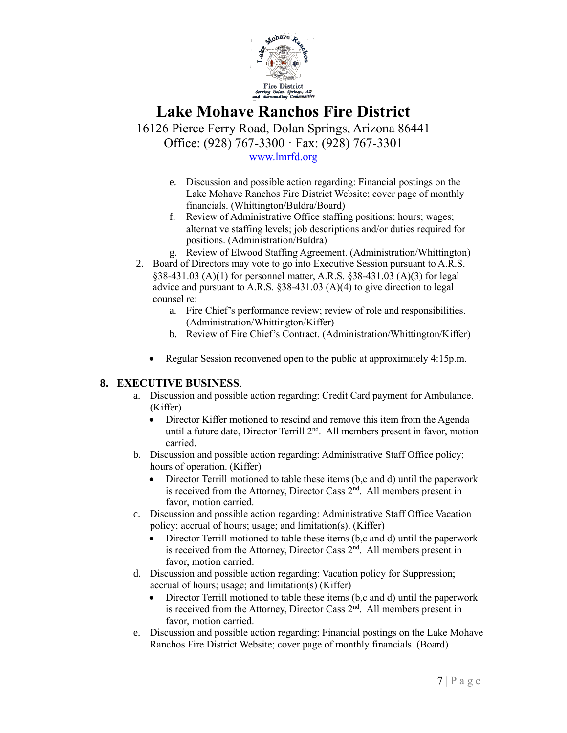# Lake Mohave Ranchos Fire District

16126 Pierce Ferry Road, Dolan Springs, Arizona 86441
Office: (928) 767-3300 · Fax: (928) 767-3301
www.lmrfd.org

   e. Discussion and possible action regarding: Financial postings on the Lake Mohave Ranchos Fire District Website; cover page of monthly financials. (Whittington/Buldra/Board)
   f. Review of Administrative Office staffing positions; hours; wages; alternative staffing levels; job descriptions and/or duties required for positions. (Administration/Buldra)
   g. Review of Elwood Staffing Agreement. (Administration/Whittington)

2. Board of Directors may vote to go into Executive Session pursuant to A.R.S. §38-431.03 (A)(1) for personnel matter, A.R.S. §38-431.03 (A)(3) for legal advice and pursuant to A.R.S. §38-431.03 (A)(4) to give direction to legal counsel re:
   a. Fire Chief's performance review; review of role and responsibilities. (Administration/Whittington/Kiffer)
   b. Review of Fire Chief's Contract. (Administration/Whittington/Kiffer)

- Regular Session reconvened open to the public at approximately 4:15p.m.

## 8. EXECUTIVE BUSINESS.

a. Discussion and possible action regarding: Credit Card payment for Ambulance. (Kiffer)
   - Director Kiffer motioned to rescind and remove this item from the Agenda until a future date, Director Terrill 2nd. All members present in favor, motion carried.

b. Discussion and possible action regarding: Administrative Staff Office policy; hours of operation. (Kiffer)
   - Director Terrill motioned to table these items (b,c and d) until the paperwork is received from the Attorney, Director Cass 2nd. All members present in favor, motion carried.

c. Discussion and possible action regarding: Administrative Staff Office Vacation policy; accrual of hours; usage; and limitation(s). (Kiffer)
   - Director Terrill motioned to table these items (b,c and d) until the paperwork is received from the Attorney, Director Cass 2nd. All members present in favor, motion carried.

d. Discussion and possible action regarding: Vacation policy for Suppression; accrual of hours; usage; and limitation(s) (Kiffer)
   - Director Terrill motioned to table these items (b,c and d) until the paperwork is received from the Attorney, Director Cass 2nd. All members present in favor, motion carried.

e. Discussion and possible action regarding: Financial postings on the Lake Mohave Ranchos Fire District Website; cover page of monthly financials. (Board)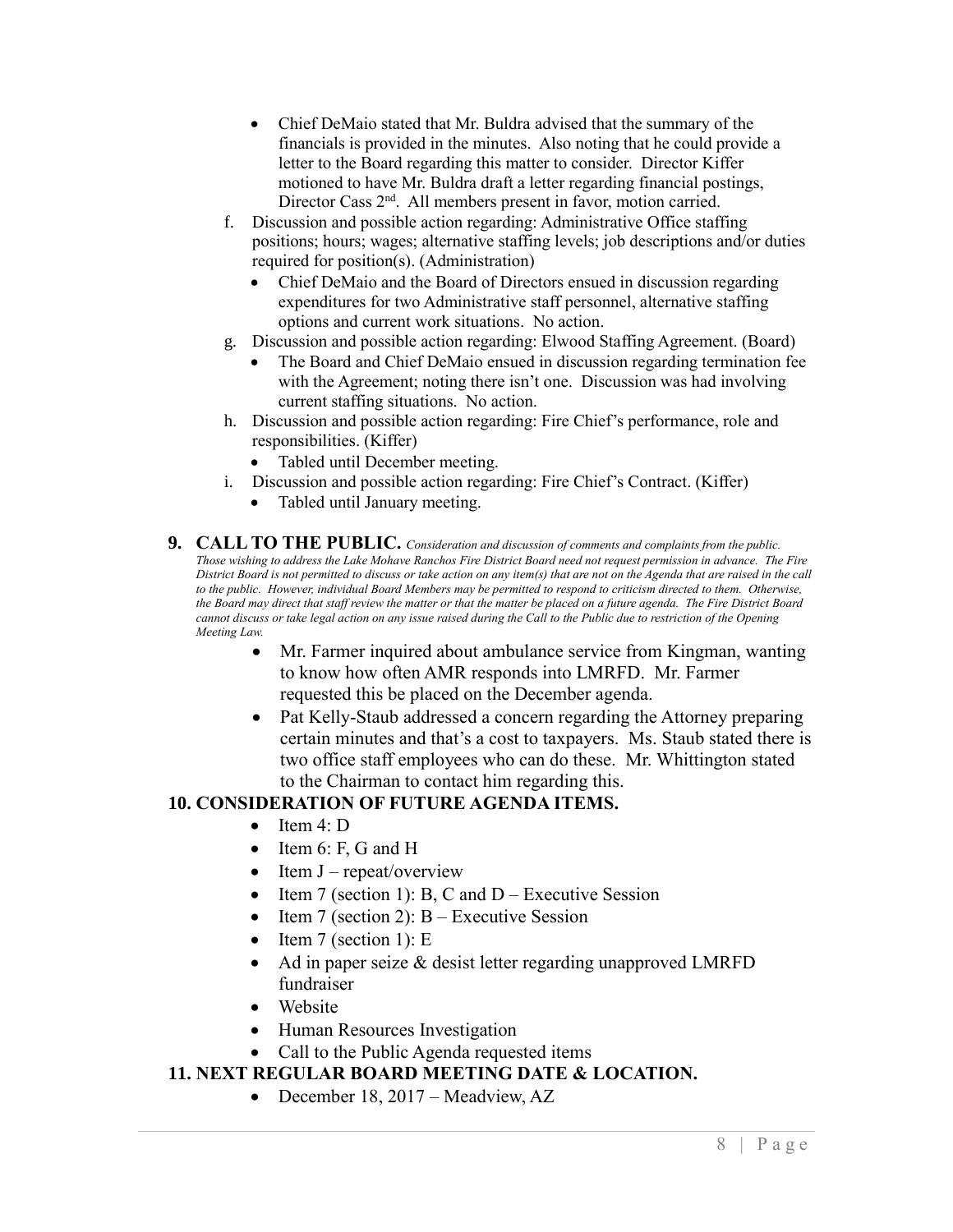- Chief DeMaio stated that Mr. Buldra advised that the summary of the financials is provided in the minutes. Also noting that he could provide a letter to the Board regarding this matter to consider. Director Kiffer motioned to have Mr. Buldra draft a letter regarding financial postings, Director Cass 2nd. All members present in favor, motion carried.

f. Discussion and possible action regarding: Administrative Office staffing positions; hours; wages; alternative staffing levels; job descriptions and/or duties required for position(s). (Administration)
   - Chief DeMaio and the Board of Directors ensued in discussion regarding expenditures for two Administrative staff personnel, alternative staffing options and current work situations. No action.

g. Discussion and possible action regarding: Elwood Staffing Agreement. (Board)
   - The Board and Chief DeMaio ensued in discussion regarding termination fee with the Agreement; noting there isn't one. Discussion was had involving current staffing situations. No action.

h. Discussion and possible action regarding: Fire Chief's performance, role and responsibilities. (Kiffer)
   - Tabled until December meeting.

i. Discussion and possible action regarding: Fire Chief's Contract. (Kiffer)
   - Tabled until January meeting.

**9. CALL TO THE PUBLIC.** *Consideration and discussion of comments and complaints from the public. Those wishing to address the Lake Mohave Ranchos Fire District Board need not request permission in advance. The Fire District Board is not permitted to discuss or take action on any item(s) that are not on the Agenda that are raised in the call to the public. However, individual Board Members may be permitted to respond to criticism directed to them. Otherwise, the Board may direct that staff review the matter or that the matter be placed on a future agenda. The Fire District Board cannot discuss or take legal action on any issue raised during the Call to the Public due to restriction of the Opening Meeting Law.*

- Mr. Farmer inquired about ambulance service from Kingman, wanting to know how often AMR responds into LMRFD. Mr. Farmer requested this be placed on the December agenda.
- Pat Kelly-Staub addressed a concern regarding the Attorney preparing certain minutes and that's a cost to taxpayers. Ms. Staub stated there is two office staff employees who can do these. Mr. Whittington stated to the Chairman to contact him regarding this.

**10. CONSIDERATION OF FUTURE AGENDA ITEMS.**

- Item 4: D
- Item 6: F, G and H
- Item J – repeat/overview
- Item 7 (section 1): B, C and D – Executive Session
- Item 7 (section 2): B – Executive Session
- Item 7 (section 1): E
- Ad in paper seize & desist letter regarding unapproved LMRFD fundraiser
- Website
- Human Resources Investigation
- Call to the Public Agenda requested items

**11. NEXT REGULAR BOARD MEETING DATE & LOCATION.**

- December 18, 2017 – Meadview, AZ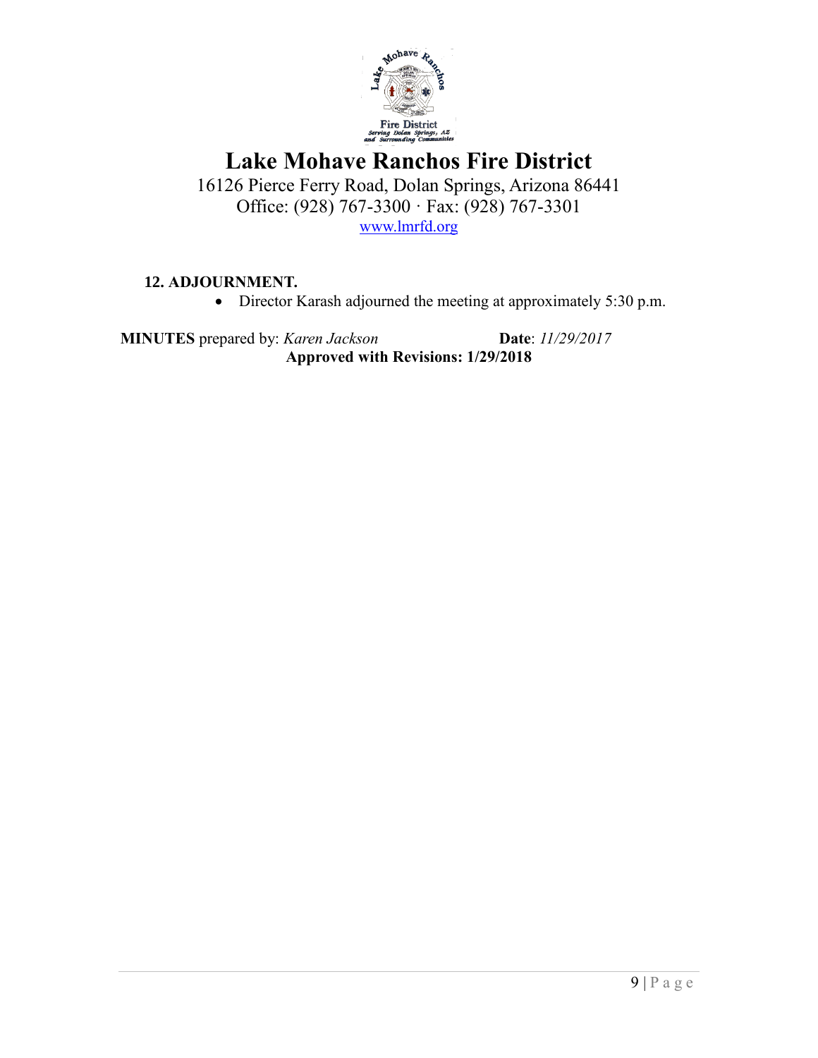# Lake Mohave Ranchos Fire District

16126 Pierce Ferry Road, Dolan Springs, Arizona 86441
Office: (928) 767-3300 · Fax: (928) 767-3301
www.lmrfd.org

**12. ADJOURNMENT.**

- Director Karash adjourned the meeting at approximately 5:30 p.m.

**MINUTES** prepared by: *Karen Jackson* **Date**: *11/29/2017*

**Approved with Revisions: 1/29/2018**